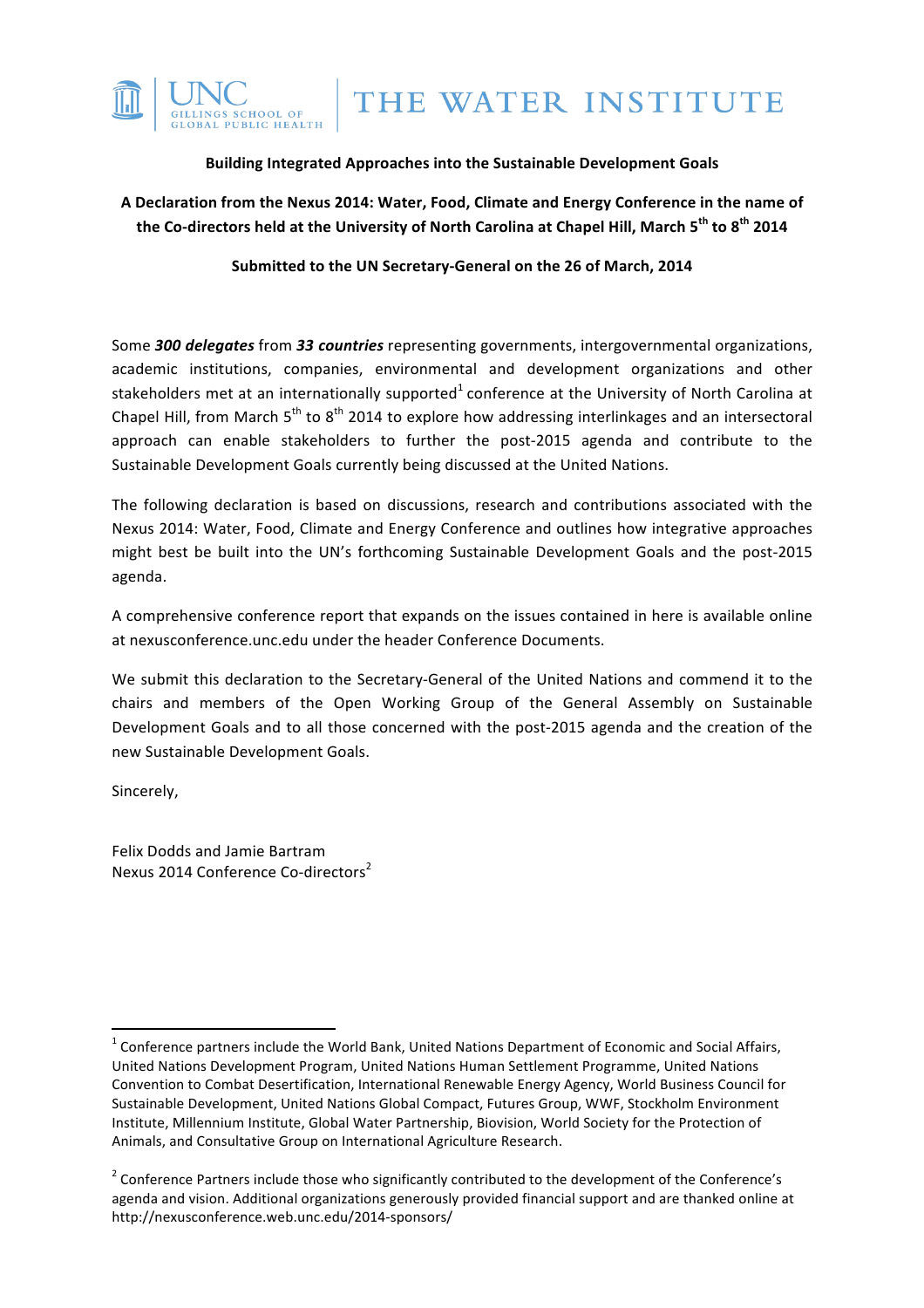UNC GILLINGS SCHOOL OF GLOBAL PUBLIC HEALTH | THE WATER INSTITUTE

**Building Integrated Approaches into the Sustainable Development Goals**

**A Declaration from the Nexus 2014: Water, Food, Climate and Energy Conference in the name of the Co-directors held at the University of North Carolina at Chapel Hill, March 5th to 8th 2014**

**Submitted to the UN Secretary-General on the 26 of March, 2014**

Some ***300 delegates*** from ***33 countries*** representing governments, intergovernmental organizations, academic institutions, companies, environmental and development organizations and other stakeholders met at an internationally supported[1] conference at the University of North Carolina at Chapel Hill, from March 5th to 8th 2014 to explore how addressing interlinkages and an intersectoral approach can enable stakeholders to further the post-2015 agenda and contribute to the Sustainable Development Goals currently being discussed at the United Nations.

The following declaration is based on discussions, research and contributions associated with the Nexus 2014: Water, Food, Climate and Energy Conference and outlines how integrative approaches might best be built into the UN's forthcoming Sustainable Development Goals and the post-2015 agenda.

A comprehensive conference report that expands on the issues contained in here is available online at nexusconference.unc.edu under the header Conference Documents.

We submit this declaration to the Secretary-General of the United Nations and commend it to the chairs and members of the Open Working Group of the General Assembly on Sustainable Development Goals and to all those concerned with the post-2015 agenda and the creation of the new Sustainable Development Goals.

Sincerely,

Felix Dodds and Jamie Bartram
Nexus 2014 Conference Co-directors[2]

---

[1] Conference partners include the World Bank, United Nations Department of Economic and Social Affairs, United Nations Development Program, United Nations Human Settlement Programme, United Nations Convention to Combat Desertification, International Renewable Energy Agency, World Business Council for Sustainable Development, United Nations Global Compact, Futures Group, WWF, Stockholm Environment Institute, Millennium Institute, Global Water Partnership, Biovision, World Society for the Protection of Animals, and Consultative Group on International Agriculture Research.

[2] Conference Partners include those who significantly contributed to the development of the Conference's agenda and vision. Additional organizations generously provided financial support and are thanked online at http://nexusconference.web.unc.edu/2014-sponsors/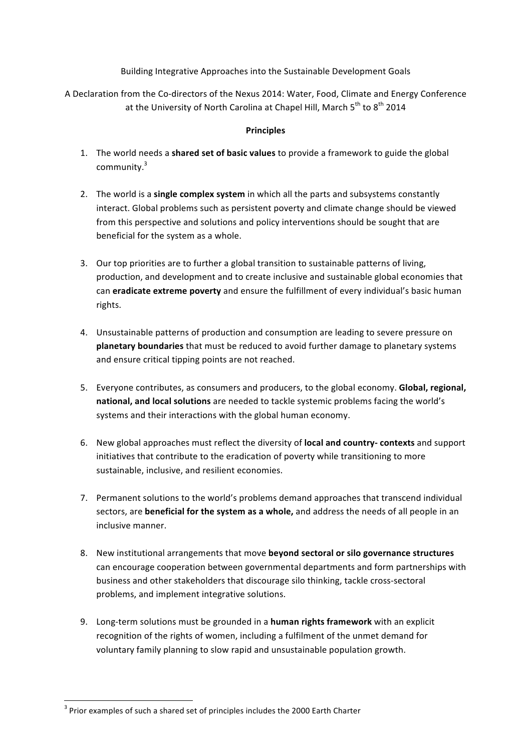Building Integrative Approaches into the Sustainable Development Goals

A Declaration from the Co-directors of the Nexus 2014: Water, Food, Climate and Energy Conference at the University of North Carolina at Chapel Hill, March 5th to 8th 2014

**Principles**

1. The world needs a **shared set of basic values** to provide a framework to guide the global community.[3]

2. The world is a **single complex system** in which all the parts and subsystems constantly interact. Global problems such as persistent poverty and climate change should be viewed from this perspective and solutions and policy interventions should be sought that are beneficial for the system as a whole.

3. Our top priorities are to further a global transition to sustainable patterns of living, production, and development and to create inclusive and sustainable global economies that can **eradicate extreme poverty** and ensure the fulfillment of every individual's basic human rights.

4. Unsustainable patterns of production and consumption are leading to severe pressure on **planetary boundaries** that must be reduced to avoid further damage to planetary systems and ensure critical tipping points are not reached.

5. Everyone contributes, as consumers and producers, to the global economy. **Global, regional, national, and local solutions** are needed to tackle systemic problems facing the world's systems and their interactions with the global human economy.

6. New global approaches must reflect the diversity of **local and country- contexts** and support initiatives that contribute to the eradication of poverty while transitioning to more sustainable, inclusive, and resilient economies.

7. Permanent solutions to the world's problems demand approaches that transcend individual sectors, are **beneficial for the system as a whole,** and address the needs of all people in an inclusive manner.

8. New institutional arrangements that move **beyond sectoral or silo governance structures** can encourage cooperation between governmental departments and form partnerships with business and other stakeholders that discourage silo thinking, tackle cross-sectoral problems, and implement integrative solutions.

9. Long-term solutions must be grounded in a **human rights framework** with an explicit recognition of the rights of women, including a fulfilment of the unmet demand for voluntary family planning to slow rapid and unsustainable population growth.

[3] Prior examples of such a shared set of principles includes the 2000 Earth Charter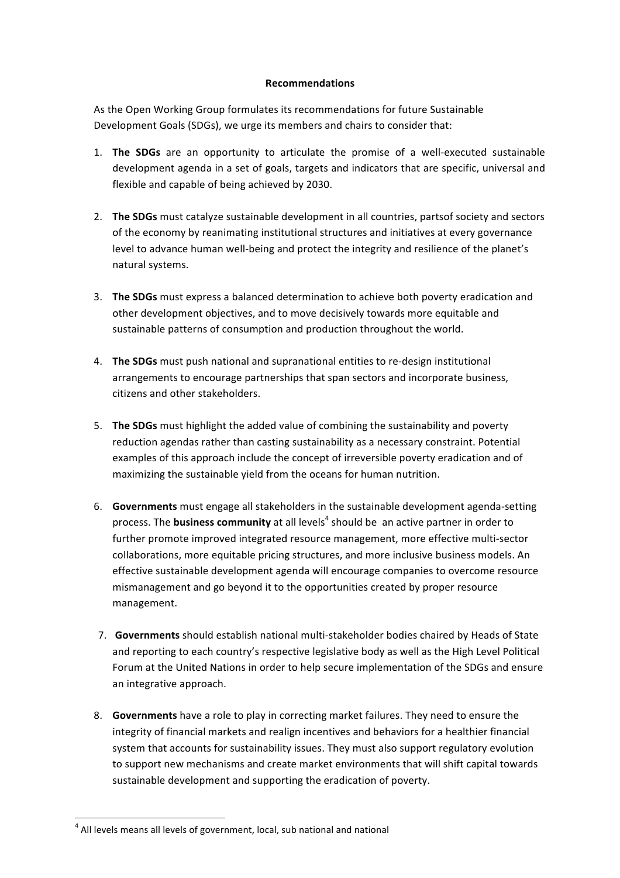**Recommendations**

As the Open Working Group formulates its recommendations for future Sustainable Development Goals (SDGs), we urge its members and chairs to consider that:

1. **The SDGs** are an opportunity to articulate the promise of a well-executed sustainable development agenda in a set of goals, targets and indicators that are specific, universal and flexible and capable of being achieved by 2030.

2. **The SDGs** must catalyze sustainable development in all countries, partsof society and sectors of the economy by reanimating institutional structures and initiatives at every governance level to advance human well-being and protect the integrity and resilience of the planet's natural systems.

3. **The SDGs** must express a balanced determination to achieve both poverty eradication and other development objectives, and to move decisively towards more equitable and sustainable patterns of consumption and production throughout the world.

4. **The SDGs** must push national and supranational entities to re-design institutional arrangements to encourage partnerships that span sectors and incorporate business, citizens and other stakeholders.

5. **The SDGs** must highlight the added value of combining the sustainability and poverty reduction agendas rather than casting sustainability as a necessary constraint. Potential examples of this approach include the concept of irreversible poverty eradication and of maximizing the sustainable yield from the oceans for human nutrition.

6. **Governments** must engage all stakeholders in the sustainable development agenda-setting process. The **business community** at all levels[4] should be an active partner in order to further promote improved integrated resource management, more effective multi-sector collaborations, more equitable pricing structures, and more inclusive business models. An effective sustainable development agenda will encourage companies to overcome resource mismanagement and go beyond it to the opportunities created by proper resource management.

7. **Governments** should establish national multi-stakeholder bodies chaired by Heads of State and reporting to each country's respective legislative body as well as the High Level Political Forum at the United Nations in order to help secure implementation of the SDGs and ensure an integrative approach.

8. **Governments** have a role to play in correcting market failures. They need to ensure the integrity of financial markets and realign incentives and behaviors for a healthier financial system that accounts for sustainability issues. They must also support regulatory evolution to support new mechanisms and create market environments that will shift capital towards sustainable development and supporting the eradication of poverty.

[4] All levels means all levels of government, local, sub national and national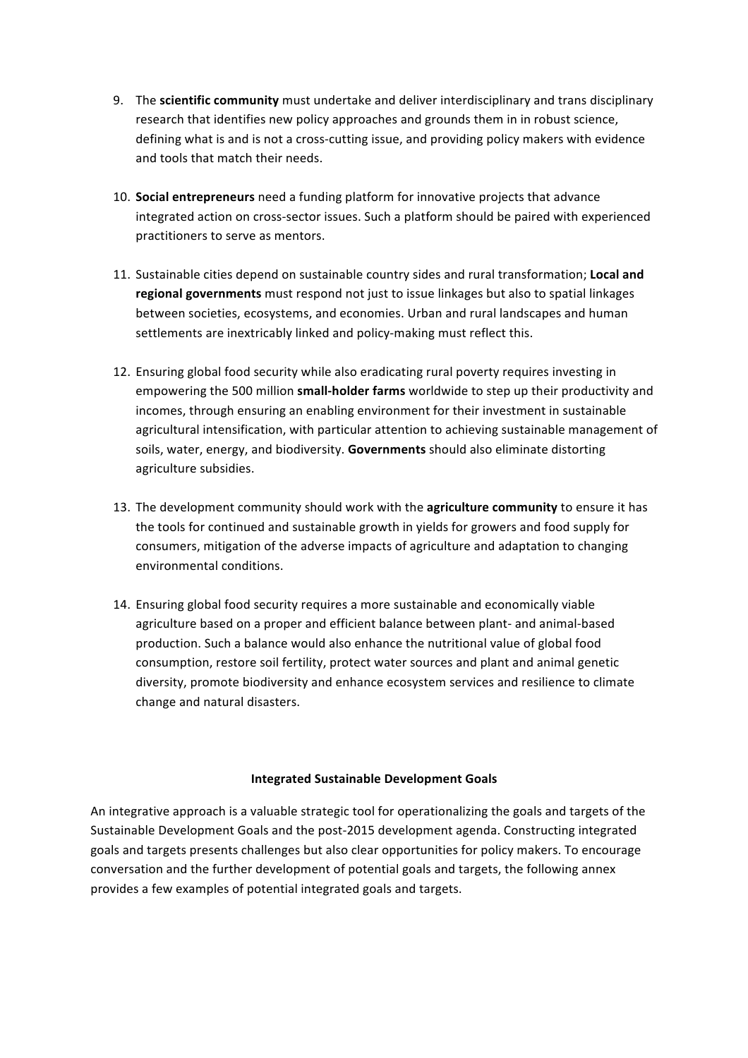9. The **scientific community** must undertake and deliver interdisciplinary and trans disciplinary research that identifies new policy approaches and grounds them in in robust science, defining what is and is not a cross-cutting issue, and providing policy makers with evidence and tools that match their needs.

10. **Social entrepreneurs** need a funding platform for innovative projects that advance integrated action on cross-sector issues. Such a platform should be paired with experienced practitioners to serve as mentors.

11. Sustainable cities depend on sustainable country sides and rural transformation; **Local and regional governments** must respond not just to issue linkages but also to spatial linkages between societies, ecosystems, and economies. Urban and rural landscapes and human settlements are inextricably linked and policy-making must reflect this.

12. Ensuring global food security while also eradicating rural poverty requires investing in empowering the 500 million **small-holder farms** worldwide to step up their productivity and incomes, through ensuring an enabling environment for their investment in sustainable agricultural intensification, with particular attention to achieving sustainable management of soils, water, energy, and biodiversity. **Governments** should also eliminate distorting agriculture subsidies.

13. The development community should work with the **agriculture community** to ensure it has the tools for continued and sustainable growth in yields for growers and food supply for consumers, mitigation of the adverse impacts of agriculture and adaptation to changing environmental conditions.

14. Ensuring global food security requires a more sustainable and economically viable agriculture based on a proper and efficient balance between plant- and animal-based production. Such a balance would also enhance the nutritional value of global food consumption, restore soil fertility, protect water sources and plant and animal genetic diversity, promote biodiversity and enhance ecosystem services and resilience to climate change and natural disasters.

## Integrated Sustainable Development Goals

An integrative approach is a valuable strategic tool for operationalizing the goals and targets of the Sustainable Development Goals and the post-2015 development agenda. Constructing integrated goals and targets presents challenges but also clear opportunities for policy makers. To encourage conversation and the further development of potential goals and targets, the following annex provides a few examples of potential integrated goals and targets.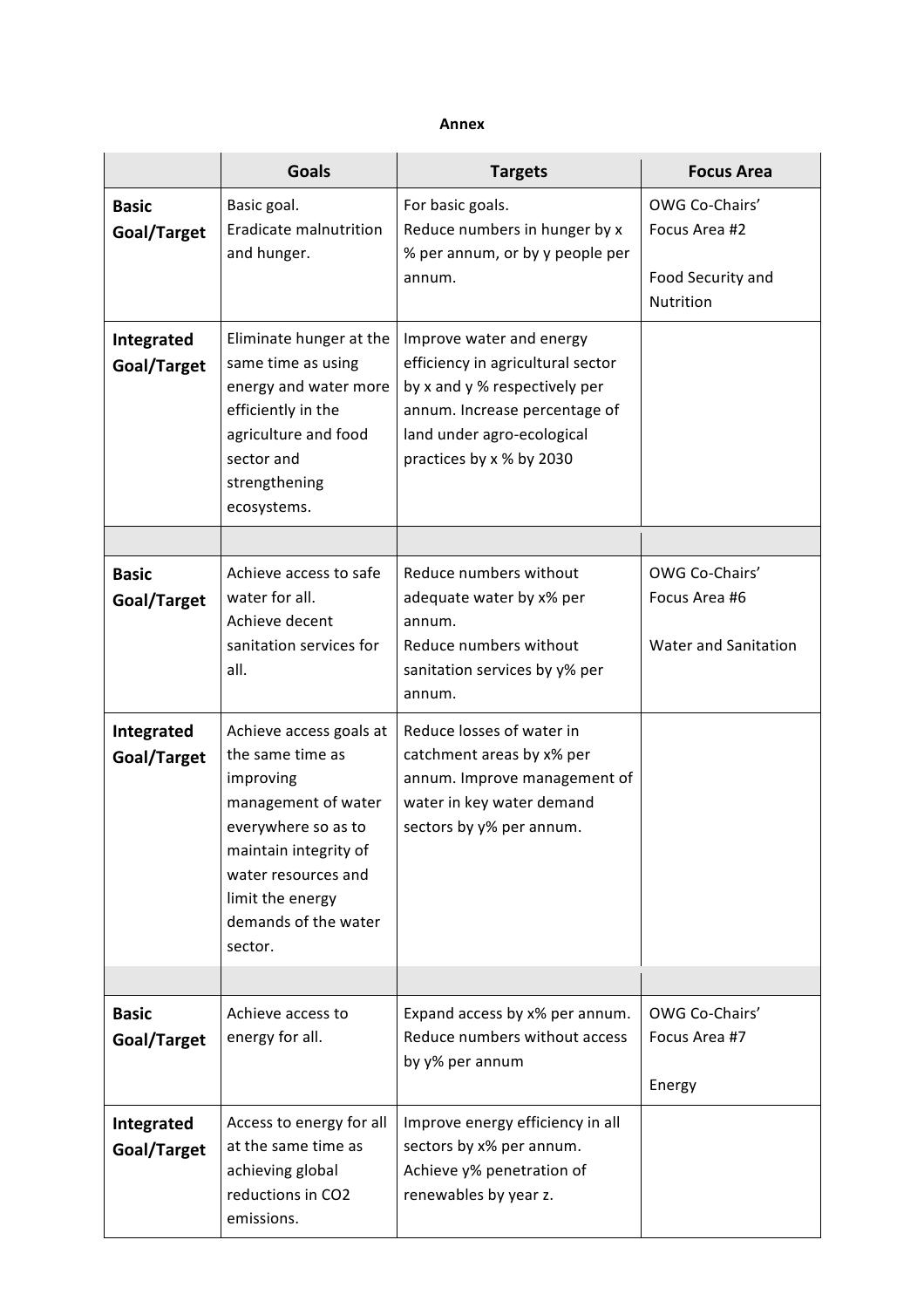**Annex**

| | Goals | Targets | Focus Area |
|---|---|---|---|
| **Basic Goal/Target** | Basic goal.<br>Eradicate malnutrition and hunger. | For basic goals.<br>Reduce numbers in hunger by x % per annum, or by y people per annum. | OWG Co-Chairs' Focus Area #2<br><br>Food Security and Nutrition |
| **Integrated Goal/Target** | Eliminate hunger at the same time as using energy and water more efficiently in the agriculture and food sector and strengthening ecosystems. | Improve water and energy efficiency in agricultural sector by x and y % respectively per annum. Increase percentage of land under agro-ecological practices by x % by 2030 | |
| | | | |
| **Basic Goal/Target** | Achieve access to safe water for all.<br>Achieve decent sanitation services for all. | Reduce numbers without adequate water by x% per annum.<br>Reduce numbers without sanitation services by y% per annum. | OWG Co-Chairs' Focus Area #6<br><br>Water and Sanitation |
| **Integrated Goal/Target** | Achieve access goals at the same time as improving management of water everywhere so as to maintain integrity of water resources and limit the energy demands of the water sector. | Reduce losses of water in catchment areas by x% per annum. Improve management of water in key water demand sectors by y% per annum. | |
| | | | |
| **Basic Goal/Target** | Achieve access to energy for all. | Expand access by x% per annum.<br>Reduce numbers without access by y% per annum | OWG Co-Chairs' Focus Area #7<br><br>Energy |
| **Integrated Goal/Target** | Access to energy for all at the same time as achieving global reductions in $CO_2$ emissions. | Improve energy efficiency in all sectors by x% per annum.<br>Achieve y% penetration of renewables by year z. | |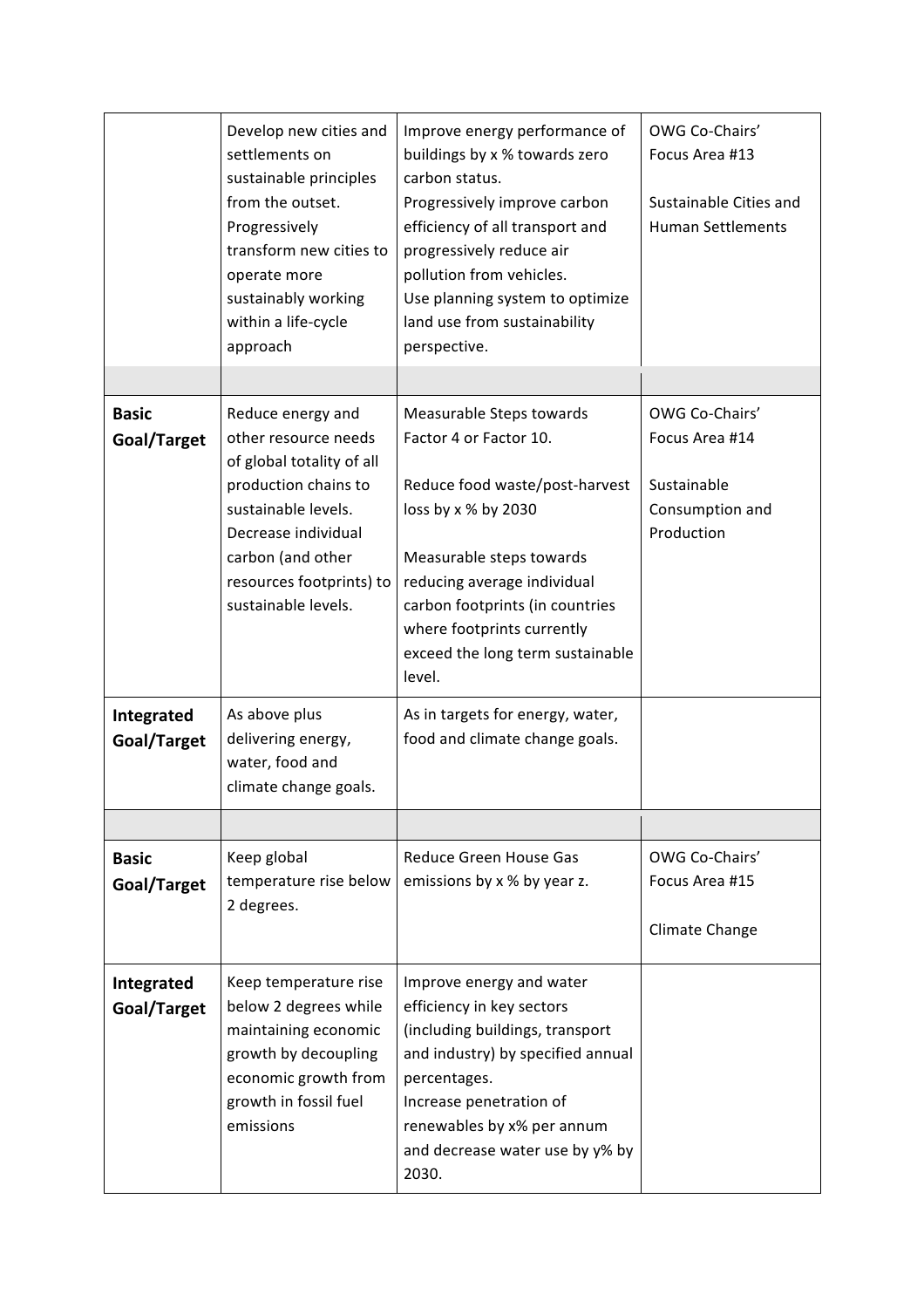| | | | |
|---|---|---|---|
| | Develop new cities and settlements on sustainable principles from the outset. Progressively transform new cities to operate more sustainably working within a life-cycle approach | Improve energy performance of buildings by x % towards zero carbon status.<br>Progressively improve carbon efficiency of all transport and progressively reduce air pollution from vehicles.<br>Use planning system to optimize land use from sustainability perspective. | OWG Co-Chairs' Focus Area #13<br><br>Sustainable Cities and Human Settlements |
| | | | |
| **Basic Goal/Target** | Reduce energy and other resource needs of global totality of all production chains to sustainable levels. Decrease individual carbon (and other resources footprints) to sustainable levels. | Measurable Steps towards Factor 4 or Factor 10.<br><br>Reduce food waste/post-harvest loss by x % by 2030<br><br>Measurable steps towards reducing average individual carbon footprints (in countries where footprints currently exceed the long term sustainable level. | OWG Co-Chairs' Focus Area #14<br><br>Sustainable Consumption and Production |
| **Integrated Goal/Target** | As above plus delivering energy, water, food and climate change goals. | As in targets for energy, water, food and climate change goals. | |
| | | | |
| **Basic Goal/Target** | Keep global temperature rise below 2 degrees. | Reduce Green House Gas emissions by x % by year z. | OWG Co-Chairs' Focus Area #15<br><br>Climate Change |
| **Integrated Goal/Target** | Keep temperature rise below 2 degrees while maintaining economic growth by decoupling economic growth from growth in fossil fuel emissions | Improve energy and water efficiency in key sectors (including buildings, transport and industry) by specified annual percentages.<br>Increase penetration of renewables by x% per annum and decrease water use by y% by 2030. | |